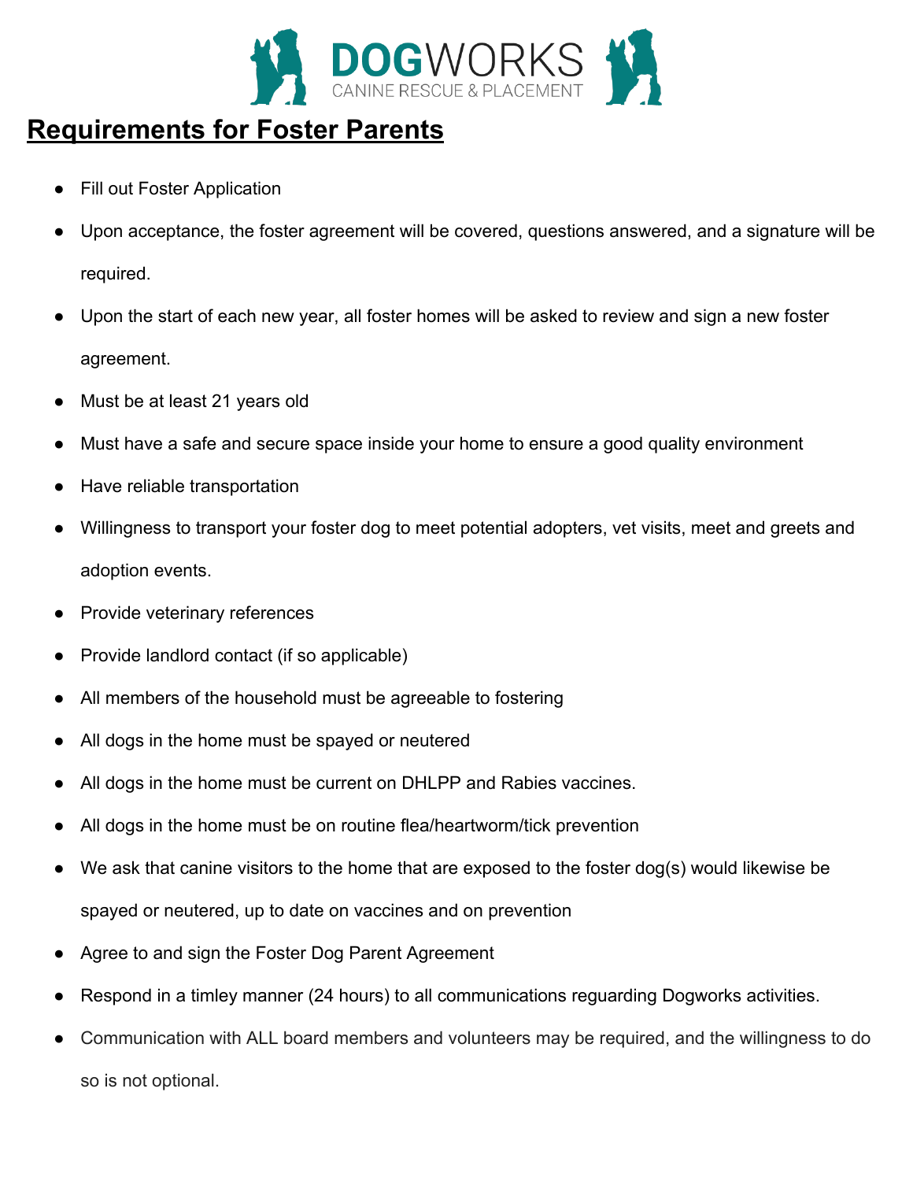DOGWORKS
CANINE RESCUE & PLACEMENT

# Requirements for Foster Parents

- Fill out Foster Application
- Upon acceptance, the foster agreement will be covered, questions answered, and a signature will be required.
- Upon the start of each new year, all foster homes will be asked to review and sign a new foster agreement.
- Must be at least 21 years old
- Must have a safe and secure space inside your home to ensure a good quality environment
- Have reliable transportation
- Willingness to transport your foster dog to meet potential adopters, vet visits, meet and greets and adoption events.
- Provide veterinary references
- Provide landlord contact (if so applicable)
- All members of the household must be agreeable to fostering
- All dogs in the home must be spayed or neutered
- All dogs in the home must be current on DHLPP and Rabies vaccines.
- All dogs in the home must be on routine flea/heartworm/tick prevention
- We ask that canine visitors to the home that are exposed to the foster dog(s) would likewise be spayed or neutered, up to date on vaccines and on prevention
- Agree to and sign the Foster Dog Parent Agreement
- Respond in a timley manner (24 hours) to all communications reguarding Dogworks activities.
- Communication with ALL board members and volunteers may be required, and the willingness to do so is not optional.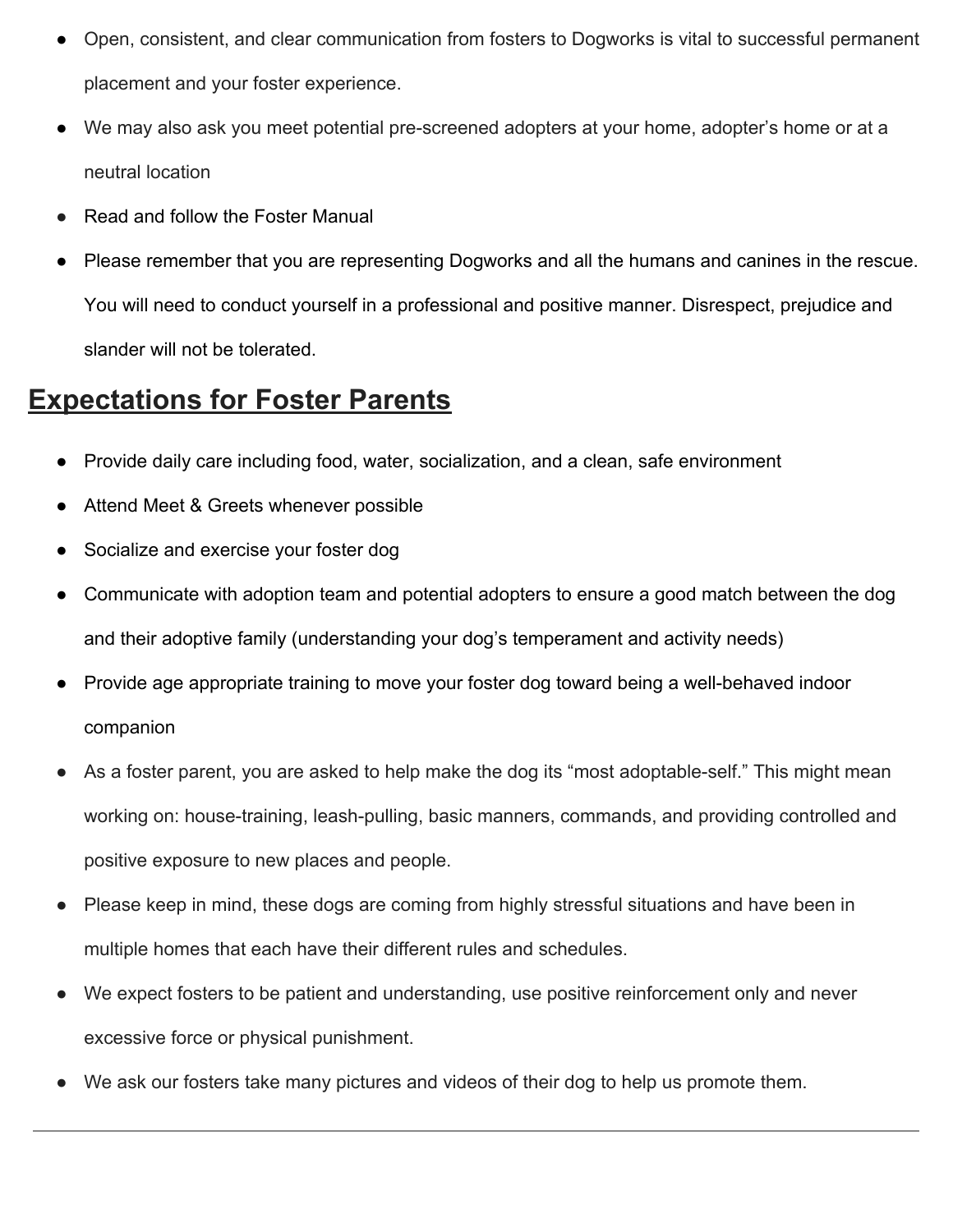- Open, consistent, and clear communication from fosters to Dogworks is vital to successful permanent placement and your foster experience.
- We may also ask you meet potential pre-screened adopters at your home, adopter's home or at a neutral location
- Read and follow the Foster Manual
- Please remember that you are representing Dogworks and all the humans and canines in the rescue. You will need to conduct yourself in a professional and positive manner. Disrespect, prejudice and slander will not be tolerated.

## Expectations for Foster Parents

- Provide daily care including food, water, socialization, and a clean, safe environment
- Attend Meet & Greets whenever possible
- Socialize and exercise your foster dog
- Communicate with adoption team and potential adopters to ensure a good match between the dog and their adoptive family (understanding your dog's temperament and activity needs)
- Provide age appropriate training to move your foster dog toward being a well-behaved indoor companion
- As a foster parent, you are asked to help make the dog its "most adoptable-self." This might mean working on: house-training, leash-pulling, basic manners, commands, and providing controlled and positive exposure to new places and people.
- Please keep in mind, these dogs are coming from highly stressful situations and have been in multiple homes that each have their different rules and schedules.
- We expect fosters to be patient and understanding, use positive reinforcement only and never excessive force or physical punishment.
- We ask our fosters take many pictures and videos of their dog to help us promote them.

---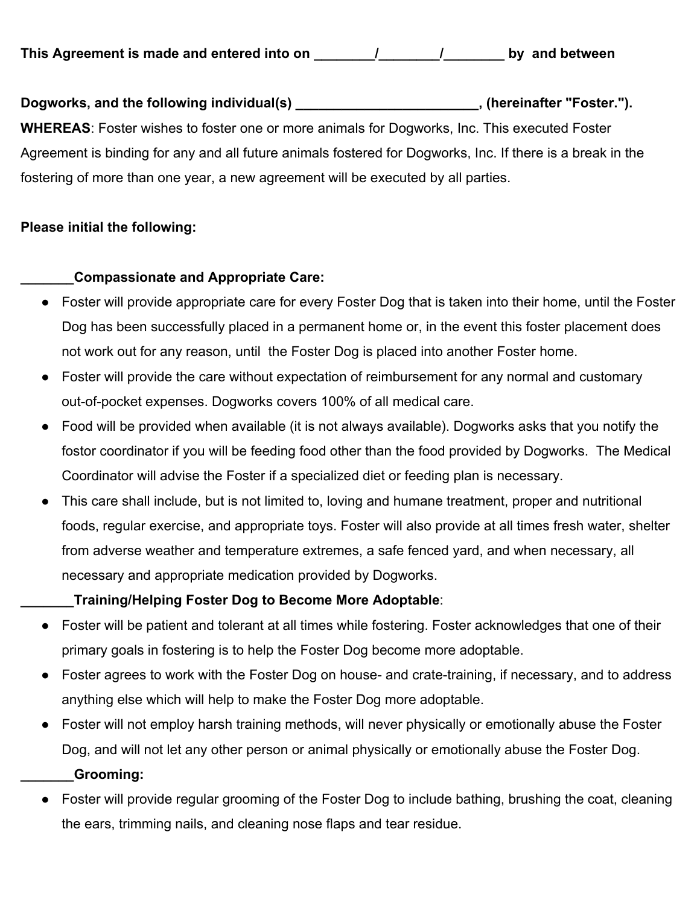**This Agreement is made and entered into on ________/________/________ by and between**

**Dogworks, and the following individual(s) ________________________, (hereinafter "Foster.").**

**WHEREAS**: Foster wishes to foster one or more animals for Dogworks, Inc. This executed Foster Agreement is binding for any and all future animals fostered for Dogworks, Inc. If there is a break in the fostering of more than one year, a new agreement will be executed by all parties.

**Please initial the following:**

**_______Compassionate and Appropriate Care:**

- Foster will provide appropriate care for every Foster Dog that is taken into their home, until the Foster Dog has been successfully placed in a permanent home or, in the event this foster placement does not work out for any reason, until the Foster Dog is placed into another Foster home.
- Foster will provide the care without expectation of reimbursement for any normal and customary out-of-pocket expenses. Dogworks covers 100% of all medical care.
- Food will be provided when available (it is not always available). Dogworks asks that you notify the fostor coordinator if you will be feeding food other than the food provided by Dogworks. The Medical Coordinator will advise the Foster if a specialized diet or feeding plan is necessary.
- This care shall include, but is not limited to, loving and humane treatment, proper and nutritional foods, regular exercise, and appropriate toys. Foster will also provide at all times fresh water, shelter from adverse weather and temperature extremes, a safe fenced yard, and when necessary, all necessary and appropriate medication provided by Dogworks.

**_______Training/Helping Foster Dog to Become More Adoptable**:

- Foster will be patient and tolerant at all times while fostering. Foster acknowledges that one of their primary goals in fostering is to help the Foster Dog become more adoptable.
- Foster agrees to work with the Foster Dog on house- and crate-training, if necessary, and to address anything else which will help to make the Foster Dog more adoptable.
- Foster will not employ harsh training methods, will never physically or emotionally abuse the Foster Dog, and will not let any other person or animal physically or emotionally abuse the Foster Dog.

**_______Grooming:**

- Foster will provide regular grooming of the Foster Dog to include bathing, brushing the coat, cleaning the ears, trimming nails, and cleaning nose flaps and tear residue.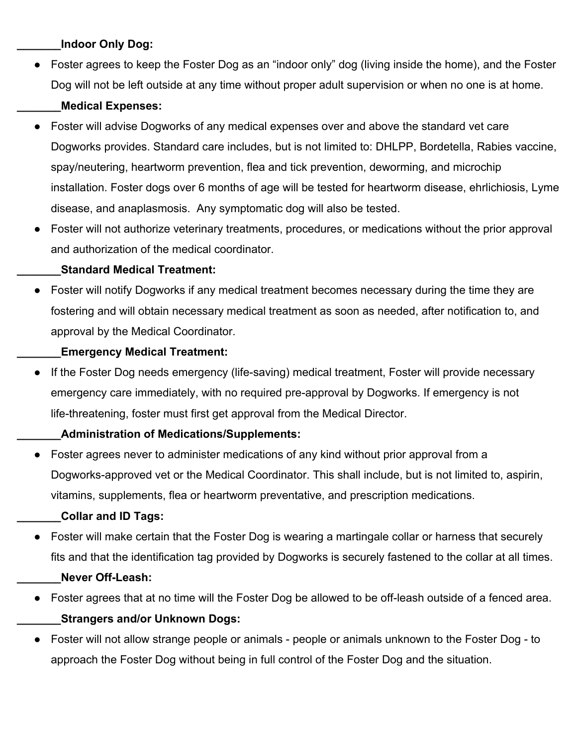_______**Indoor Only Dog:**

- Foster agrees to keep the Foster Dog as an "indoor only" dog (living inside the home), and the Foster Dog will not be left outside at any time without proper adult supervision or when no one is at home.

_______**Medical Expenses:**

- Foster will advise Dogworks of any medical expenses over and above the standard vet care Dogworks provides. Standard care includes, but is not limited to: DHLPP, Bordetella, Rabies vaccine, spay/neutering, heartworm prevention, flea and tick prevention, deworming, and microchip installation. Foster dogs over 6 months of age will be tested for heartworm disease, ehrlichiosis, Lyme disease, and anaplasmosis. Any symptomatic dog will also be tested.
- Foster will not authorize veterinary treatments, procedures, or medications without the prior approval and authorization of the medical coordinator.

_______**Standard Medical Treatment:**

- Foster will notify Dogworks if any medical treatment becomes necessary during the time they are fostering and will obtain necessary medical treatment as soon as needed, after notification to, and approval by the Medical Coordinator.

_______**Emergency Medical Treatment:**

- If the Foster Dog needs emergency (life-saving) medical treatment, Foster will provide necessary emergency care immediately, with no required pre-approval by Dogworks. If emergency is not life-threatening, foster must first get approval from the Medical Director.

_______**Administration of Medications/Supplements:**

- Foster agrees never to administer medications of any kind without prior approval from a Dogworks-approved vet or the Medical Coordinator. This shall include, but is not limited to, aspirin, vitamins, supplements, flea or heartworm preventative, and prescription medications.

_______**Collar and ID Tags:**

- Foster will make certain that the Foster Dog is wearing a martingale collar or harness that securely fits and that the identification tag provided by Dogworks is securely fastened to the collar at all times.

_______**Never Off-Leash:**

- Foster agrees that at no time will the Foster Dog be allowed to be off-leash outside of a fenced area.

_______**Strangers and/or Unknown Dogs:**

- Foster will not allow strange people or animals - people or animals unknown to the Foster Dog - to approach the Foster Dog without being in full control of the Foster Dog and the situation.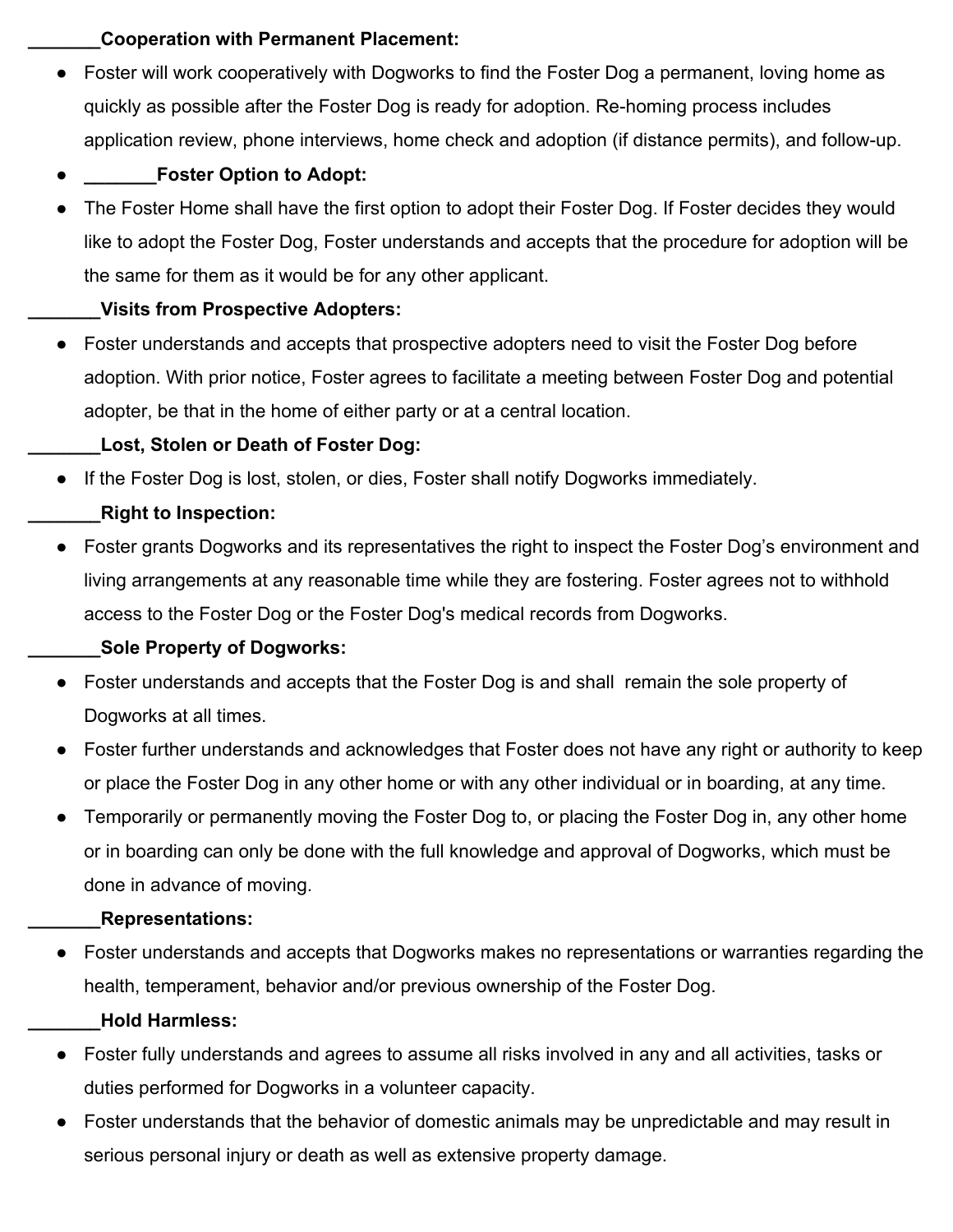_______**Cooperation with Permanent Placement:**

- Foster will work cooperatively with Dogworks to find the Foster Dog a permanent, loving home as quickly as possible after the Foster Dog is ready for adoption. Re-homing process includes application review, phone interviews, home check and adoption (if distance permits), and follow-up.
- _______**Foster Option to Adopt:**
- The Foster Home shall have the first option to adopt their Foster Dog. If Foster decides they would like to adopt the Foster Dog, Foster understands and accepts that the procedure for adoption will be the same for them as it would be for any other applicant.

_______**Visits from Prospective Adopters:**

- Foster understands and accepts that prospective adopters need to visit the Foster Dog before adoption. With prior notice, Foster agrees to facilitate a meeting between Foster Dog and potential adopter, be that in the home of either party or at a central location.

_______**Lost, Stolen or Death of Foster Dog:**

- If the Foster Dog is lost, stolen, or dies, Foster shall notify Dogworks immediately.

_______**Right to Inspection:**

- Foster grants Dogworks and its representatives the right to inspect the Foster Dog's environment and living arrangements at any reasonable time while they are fostering. Foster agrees not to withhold access to the Foster Dog or the Foster Dog's medical records from Dogworks.

_______**Sole Property of Dogworks:**

- Foster understands and accepts that the Foster Dog is and shall remain the sole property of Dogworks at all times.
- Foster further understands and acknowledges that Foster does not have any right or authority to keep or place the Foster Dog in any other home or with any other individual or in boarding, at any time.
- Temporarily or permanently moving the Foster Dog to, or placing the Foster Dog in, any other home or in boarding can only be done with the full knowledge and approval of Dogworks, which must be done in advance of moving.

_______**Representations:**

- Foster understands and accepts that Dogworks makes no representations or warranties regarding the health, temperament, behavior and/or previous ownership of the Foster Dog.

_______**Hold Harmless:**

- Foster fully understands and agrees to assume all risks involved in any and all activities, tasks or duties performed for Dogworks in a volunteer capacity.
- Foster understands that the behavior of domestic animals may be unpredictable and may result in serious personal injury or death as well as extensive property damage.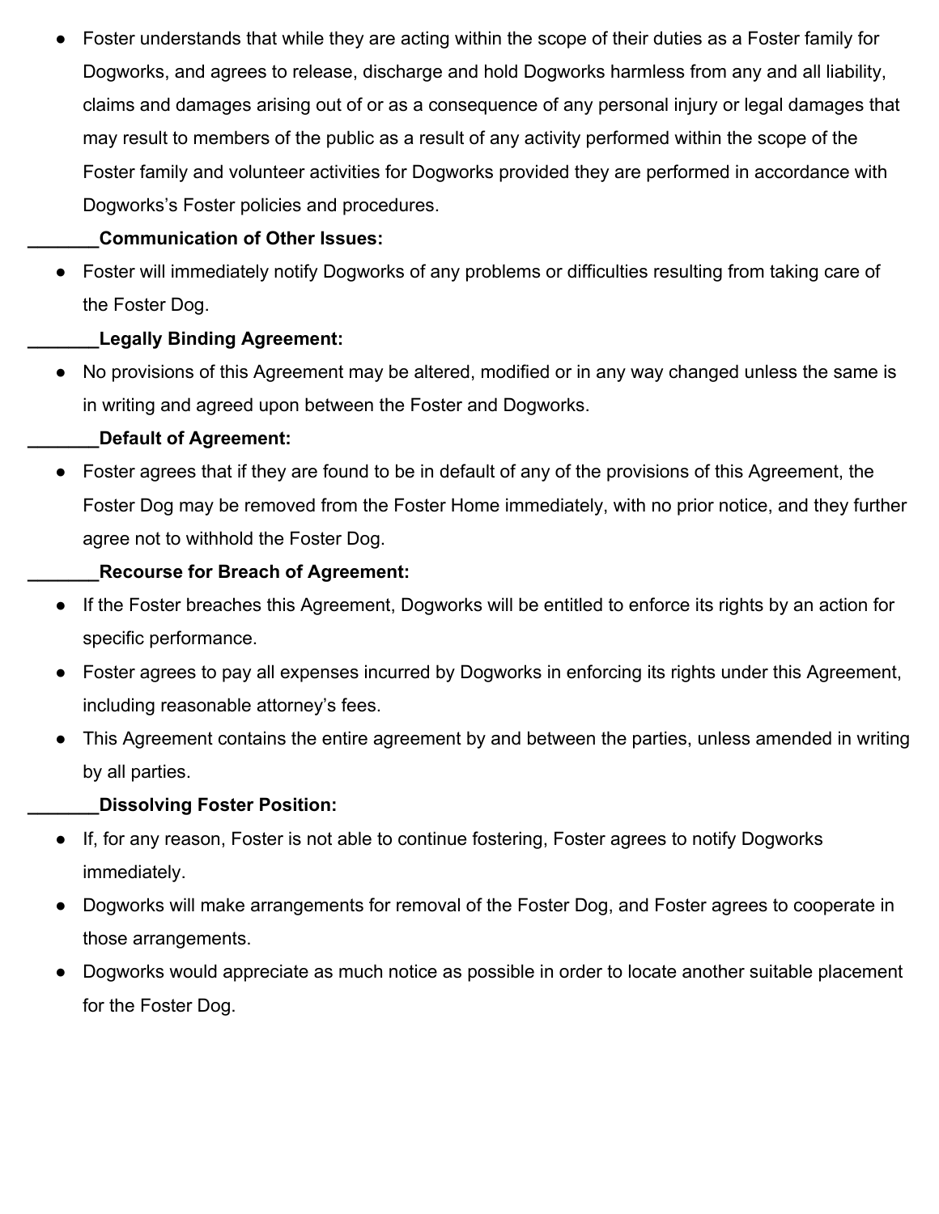- Foster understands that while they are acting within the scope of their duties as a Foster family for Dogworks, and agrees to release, discharge and hold Dogworks harmless from any and all liability, claims and damages arising out of or as a consequence of any personal injury or legal damages that may result to members of the public as a result of any activity performed within the scope of the Foster family and volunteer activities for Dogworks provided they are performed in accordance with Dogworks's Foster policies and procedures.

_______**Communication of Other Issues:**

- Foster will immediately notify Dogworks of any problems or difficulties resulting from taking care of the Foster Dog.

_______**Legally Binding Agreement:**

- No provisions of this Agreement may be altered, modified or in any way changed unless the same is in writing and agreed upon between the Foster and Dogworks.

_______**Default of Agreement:**

- Foster agrees that if they are found to be in default of any of the provisions of this Agreement, the Foster Dog may be removed from the Foster Home immediately, with no prior notice, and they further agree not to withhold the Foster Dog.

_______**Recourse for Breach of Agreement:**

- If the Foster breaches this Agreement, Dogworks will be entitled to enforce its rights by an action for specific performance.
- Foster agrees to pay all expenses incurred by Dogworks in enforcing its rights under this Agreement, including reasonable attorney's fees.
- This Agreement contains the entire agreement by and between the parties, unless amended in writing by all parties.

_______**Dissolving Foster Position:**

- If, for any reason, Foster is not able to continue fostering, Foster agrees to notify Dogworks immediately.
- Dogworks will make arrangements for removal of the Foster Dog, and Foster agrees to cooperate in those arrangements.
- Dogworks would appreciate as much notice as possible in order to locate another suitable placement for the Foster Dog.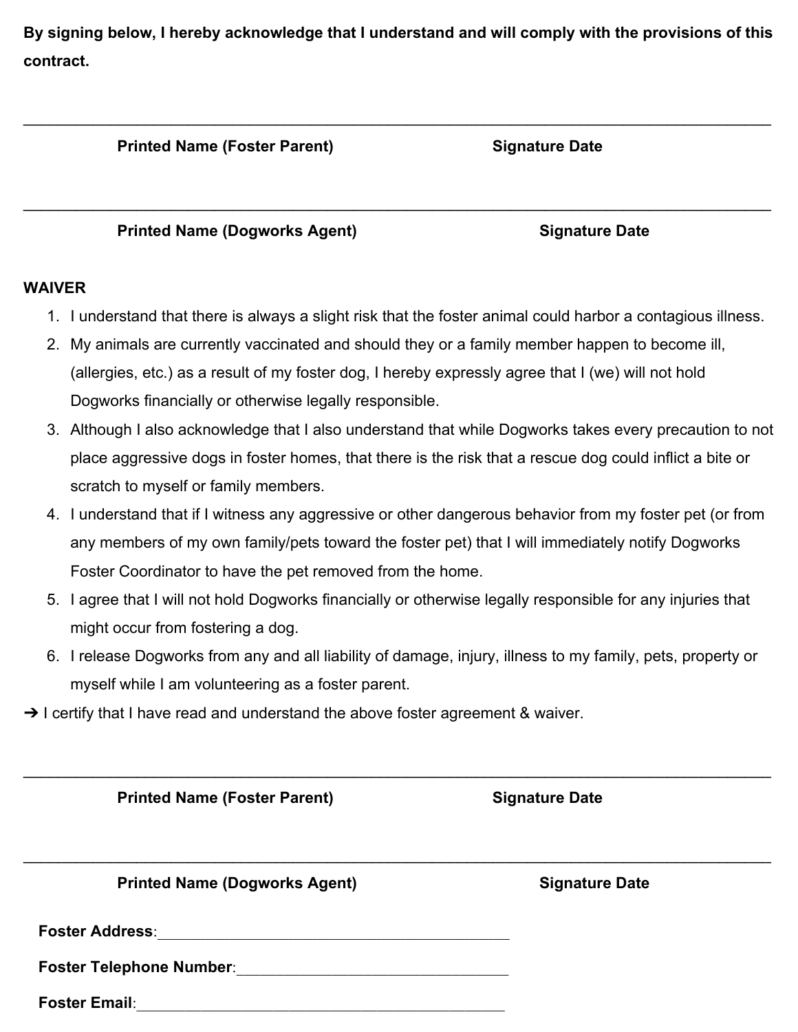**By signing below, I hereby acknowledge that I understand and will comply with the provisions of this contract.**

\_\_\_\_\_\_\_\_\_\_\_\_\_\_\_\_\_\_\_\_\_\_\_\_\_\_\_\_\_\_\_\_\_\_\_\_\_\_\_\_\_\_\_\_\_\_\_\_\_\_\_\_\_\_\_\_\_\_\_\_\_\_\_\_\_\_\_\_\_\_\_\_

**Printed Name (Foster Parent)** **Signature Date**

\_\_\_\_\_\_\_\_\_\_\_\_\_\_\_\_\_\_\_\_\_\_\_\_\_\_\_\_\_\_\_\_\_\_\_\_\_\_\_\_\_\_\_\_\_\_\_\_\_\_\_\_\_\_\_\_\_\_\_\_\_\_\_\_\_\_\_\_\_\_\_\_

**Printed Name (Dogworks Agent)** **Signature Date**

**WAIVER**

1. I understand that there is always a slight risk that the foster animal could harbor a contagious illness.
2. My animals are currently vaccinated and should they or a family member happen to become ill, (allergies, etc.) as a result of my foster dog, I hereby expressly agree that I (we) will not hold Dogworks financially or otherwise legally responsible.
3. Although I also acknowledge that I also understand that while Dogworks takes every precaution to not place aggressive dogs in foster homes, that there is the risk that a rescue dog could inflict a bite or scratch to myself or family members.
4. I understand that if I witness any aggressive or other dangerous behavior from my foster pet (or from any members of my own family/pets toward the foster pet) that I will immediately notify Dogworks Foster Coordinator to have the pet removed from the home.
5. I agree that I will not hold Dogworks financially or otherwise legally responsible for any injuries that might occur from fostering a dog.
6. I release Dogworks from any and all liability of damage, injury, illness to my family, pets, property or myself while I am volunteering as a foster parent.

➔ I certify that I have read and understand the above foster agreement & waiver.

\_\_\_\_\_\_\_\_\_\_\_\_\_\_\_\_\_\_\_\_\_\_\_\_\_\_\_\_\_\_\_\_\_\_\_\_\_\_\_\_\_\_\_\_\_\_\_\_\_\_\_\_\_\_\_\_\_\_\_\_\_\_\_\_\_\_\_\_\_\_\_\_

**Printed Name (Foster Parent)** **Signature Date**

\_\_\_\_\_\_\_\_\_\_\_\_\_\_\_\_\_\_\_\_\_\_\_\_\_\_\_\_\_\_\_\_\_\_\_\_\_\_\_\_\_\_\_\_\_\_\_\_\_\_\_\_\_\_\_\_\_\_\_\_\_\_\_\_\_\_\_\_\_\_\_\_

**Printed Name (Dogworks Agent)** **Signature Date**

**Foster Address**:\_\_\_\_\_\_\_\_\_\_\_\_\_\_\_\_\_\_\_\_\_\_\_\_\_\_\_\_\_\_\_\_\_\_\_\_\_\_\_\_

**Foster Telephone Number**:\_\_\_\_\_\_\_\_\_\_\_\_\_\_\_\_\_\_\_\_\_\_\_\_\_\_\_\_\_\_\_\_

**Foster Email**:\_\_\_\_\_\_\_\_\_\_\_\_\_\_\_\_\_\_\_\_\_\_\_\_\_\_\_\_\_\_\_\_\_\_\_\_\_\_\_\_\_\_